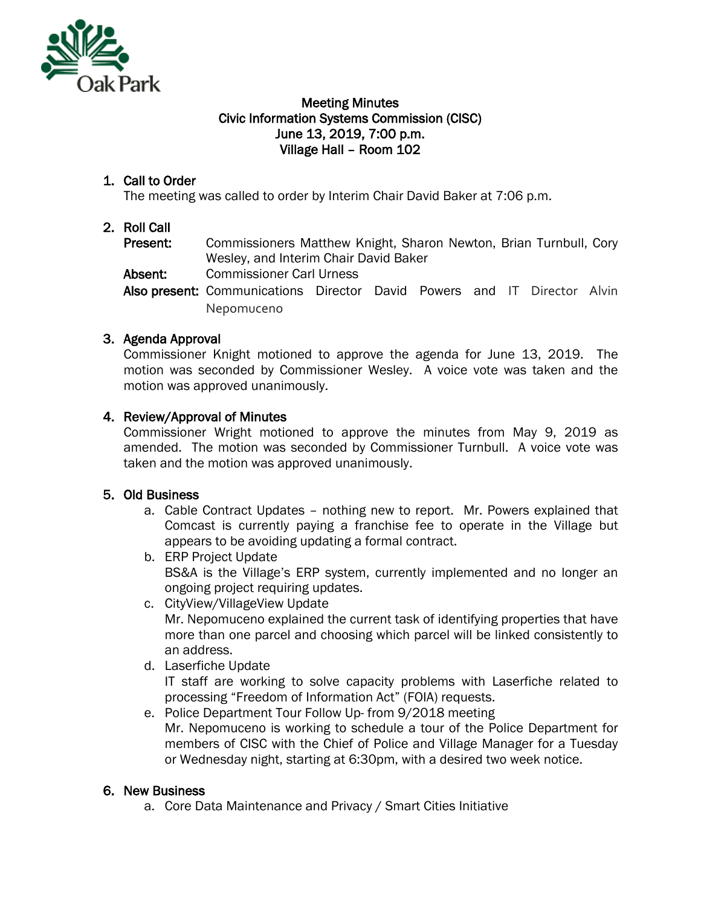Oak Park

# Meeting Minutes
## Civic Information Systems Commission (CISC)
## June 13, 2019, 7:00 p.m.
## Village Hall – Room 102

1. **Call to Order**
   The meeting was called to order by Interim Chair David Baker at 7:06 p.m.

2. **Roll Call**
   **Present:** Commissioners Matthew Knight, Sharon Newton, Brian Turnbull, Cory Wesley, and Interim Chair David Baker
   **Absent:** Commissioner Carl Urness
   **Also present:** Communications Director David Powers and IT Director Alvin Nepomuceno

3. **Agenda Approval**
   Commissioner Knight motioned to approve the agenda for June 13, 2019. The motion was seconded by Commissioner Wesley. A voice vote was taken and the motion was approved unanimously.

4. **Review/Approval of Minutes**
   Commissioner Wright motioned to approve the minutes from May 9, 2019 as amended. The motion was seconded by Commissioner Turnbull. A voice vote was taken and the motion was approved unanimously.

5. **Old Business**
   a. Cable Contract Updates – nothing new to report. Mr. Powers explained that Comcast is currently paying a franchise fee to operate in the Village but appears to be avoiding updating a formal contract.
   b. ERP Project Update
      BS&A is the Village's ERP system, currently implemented and no longer an ongoing project requiring updates.
   c. CityView/VillageView Update
      Mr. Nepomuceno explained the current task of identifying properties that have more than one parcel and choosing which parcel will be linked consistently to an address.
   d. Laserfiche Update
      IT staff are working to solve capacity problems with Laserfiche related to processing "Freedom of Information Act" (FOIA) requests.
   e. Police Department Tour Follow Up- from 9/2018 meeting
      Mr. Nepomuceno is working to schedule a tour of the Police Department for members of CISC with the Chief of Police and Village Manager for a Tuesday or Wednesday night, starting at 6:30pm, with a desired two week notice.

6. **New Business**
   a. Core Data Maintenance and Privacy / Smart Cities Initiative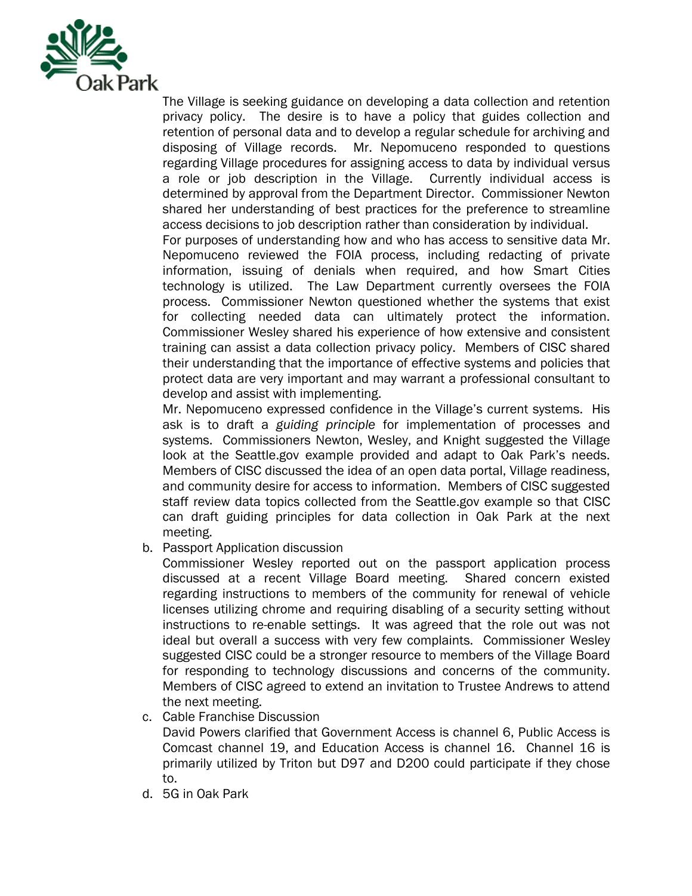The Village is seeking guidance on developing a data collection and retention privacy policy. The desire is to have a policy that guides collection and retention of personal data and to develop a regular schedule for archiving and disposing of Village records. Mr. Nepomuceno responded to questions regarding Village procedures for assigning access to data by individual versus a role or job description in the Village. Currently individual access is determined by approval from the Department Director. Commissioner Newton shared her understanding of best practices for the preference to streamline access decisions to job description rather than consideration by individual.

For purposes of understanding how and who has access to sensitive data Mr. Nepomuceno reviewed the FOIA process, including redacting of private information, issuing of denials when required, and how Smart Cities technology is utilized. The Law Department currently oversees the FOIA process. Commissioner Newton questioned whether the systems that exist for collecting needed data can ultimately protect the information. Commissioner Wesley shared his experience of how extensive and consistent training can assist a data collection privacy policy. Members of CISC shared their understanding that the importance of effective systems and policies that protect data are very important and may warrant a professional consultant to develop and assist with implementing.

Mr. Nepomuceno expressed confidence in the Village's current systems. His ask is to draft a *guiding principle* for implementation of processes and systems. Commissioners Newton, Wesley, and Knight suggested the Village look at the Seattle.gov example provided and adapt to Oak Park's needs. Members of CISC discussed the idea of an open data portal, Village readiness, and community desire for access to information. Members of CISC suggested staff review data topics collected from the Seattle.gov example so that CISC can draft guiding principles for data collection in Oak Park at the next meeting.

b. Passport Application discussion

Commissioner Wesley reported out on the passport application process discussed at a recent Village Board meeting. Shared concern existed regarding instructions to members of the community for renewal of vehicle licenses utilizing chrome and requiring disabling of a security setting without instructions to re-enable settings. It was agreed that the role out was not ideal but overall a success with very few complaints. Commissioner Wesley suggested CISC could be a stronger resource to members of the Village Board for responding to technology discussions and concerns of the community. Members of CISC agreed to extend an invitation to Trustee Andrews to attend the next meeting.

c. Cable Franchise Discussion

David Powers clarified that Government Access is channel 6, Public Access is Comcast channel 19, and Education Access is channel 16. Channel 16 is primarily utilized by Triton but D97 and D200 could participate if they chose to.

d. 5G in Oak Park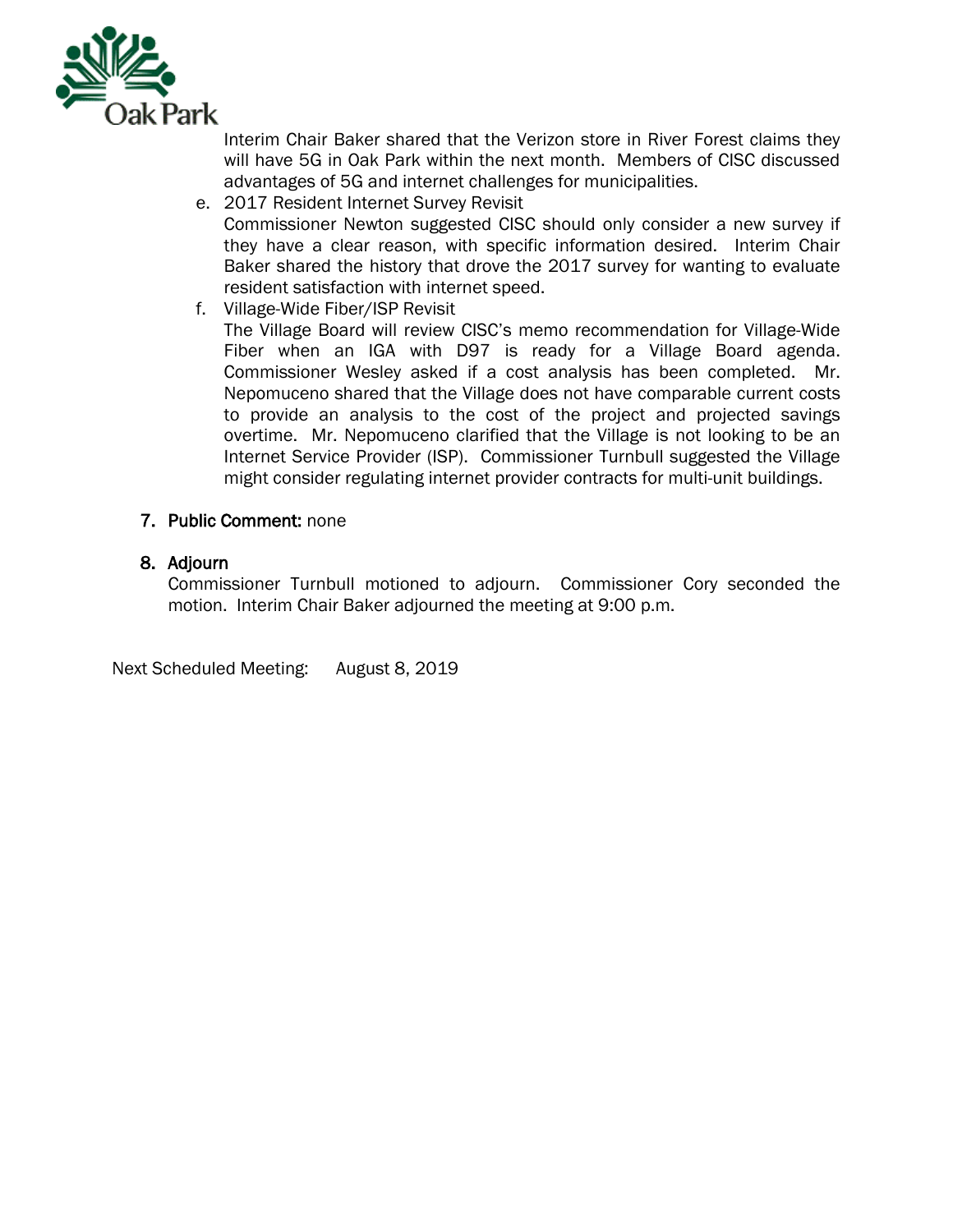Interim Chair Baker shared that the Verizon store in River Forest claims they will have 5G in Oak Park within the next month. Members of CISC discussed advantages of 5G and internet challenges for municipalities.

e. 2017 Resident Internet Survey Revisit
   Commissioner Newton suggested CISC should only consider a new survey if they have a clear reason, with specific information desired. Interim Chair Baker shared the history that drove the 2017 survey for wanting to evaluate resident satisfaction with internet speed.

f. Village-Wide Fiber/ISP Revisit
   The Village Board will review CISC's memo recommendation for Village-Wide Fiber when an IGA with D97 is ready for a Village Board agenda. Commissioner Wesley asked if a cost analysis has been completed. Mr. Nepomuceno shared that the Village does not have comparable current costs to provide an analysis to the cost of the project and projected savings overtime. Mr. Nepomuceno clarified that the Village is not looking to be an Internet Service Provider (ISP). Commissioner Turnbull suggested the Village might consider regulating internet provider contracts for multi-unit buildings.

7. **Public Comment:** none

8. **Adjourn**
   Commissioner Turnbull motioned to adjourn. Commissioner Cory seconded the motion. Interim Chair Baker adjourned the meeting at 9:00 p.m.

Next Scheduled Meeting: August 8, 2019